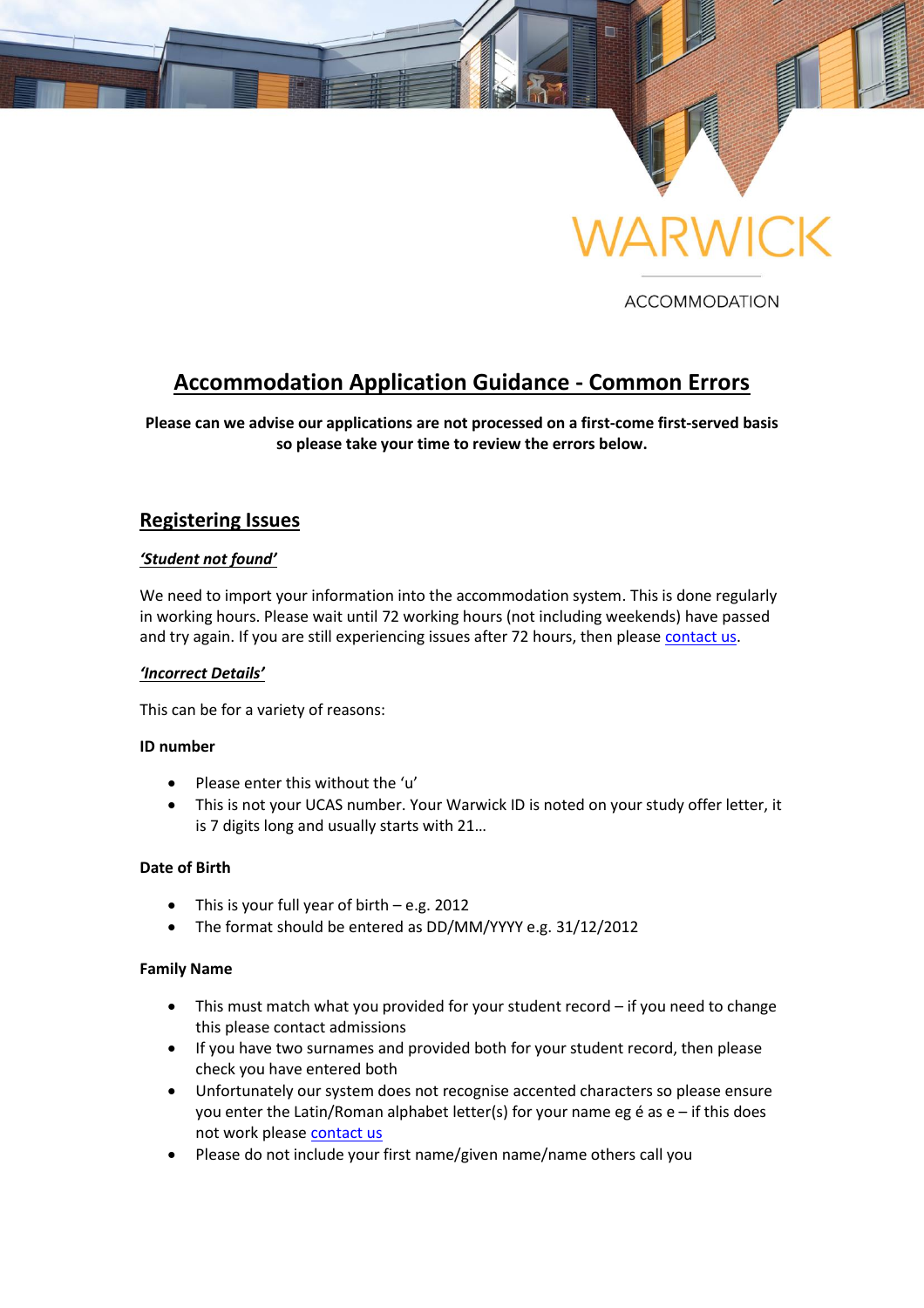WARWICK

ACCOMMODATION

# Accommodation Application Guidance - Common Errors

**Please can we advise our applications are not processed on a first-come first-served basis so please take your time to review the errors below.**

## Registering Issues

### *'Student not found'*

We need to import your information into the accommodation system. This is done regularly in working hours. Please wait until 72 working hours (not including weekends) have passed and try again. If you are still experiencing issues after 72 hours, then please [contact us](#).

### *'Incorrect Details'*

This can be for a variety of reasons:

**ID number**

- Please enter this without the 'u'
- This is not your UCAS number. Your Warwick ID is noted on your study offer letter, it is 7 digits long and usually starts with 21…

**Date of Birth**

- This is your full year of birth – e.g. 2012
- The format should be entered as DD/MM/YYYY e.g. 31/12/2012

**Family Name**

- This must match what you provided for your student record – if you need to change this please contact admissions
- If you have two surnames and provided both for your student record, then please check you have entered both
- Unfortunately our system does not recognise accented characters so please ensure you enter the Latin/Roman alphabet letter(s) for your name eg é as e – if this does not work please [contact us](#)
- Please do not include your first name/given name/name others call you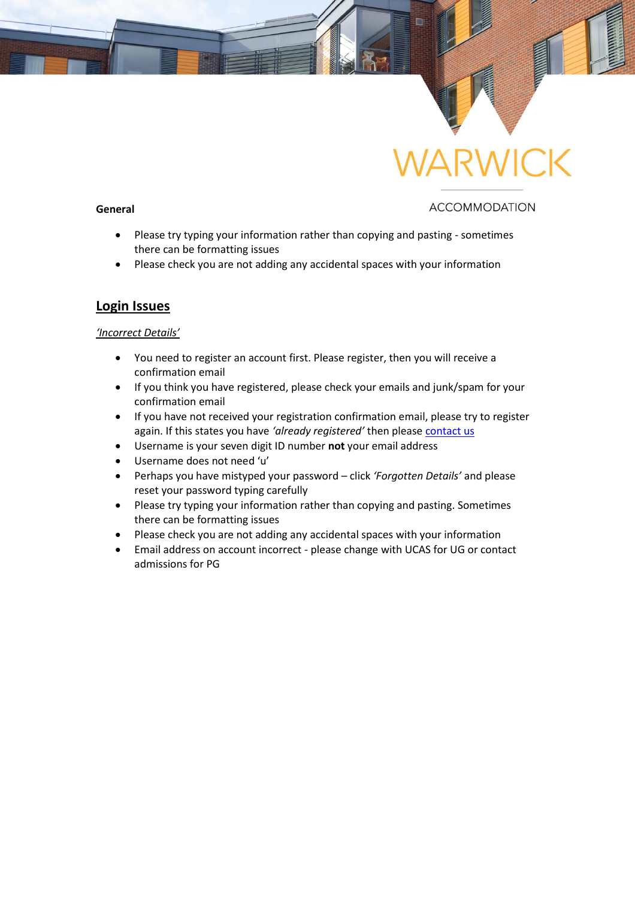**General**

- Please try typing your information rather than copying and pasting - sometimes there can be formatting issues
- Please check you are not adding any accidental spaces with your information

## Login Issues

*'Incorrect Details'*

- You need to register an account first. Please register, then you will receive a confirmation email
- If you think you have registered, please check your emails and junk/spam for your confirmation email
- If you have not received your registration confirmation email, please try to register again. If this states you have *'already registered'* then please contact us
- Username is your seven digit ID number **not** your email address
- Username does not need 'u'
- Perhaps you have mistyped your password – click *'Forgotten Details'* and please reset your password typing carefully
- Please try typing your information rather than copying and pasting. Sometimes there can be formatting issues
- Please check you are not adding any accidental spaces with your information
- Email address on account incorrect - please change with UCAS for UG or contact admissions for PG